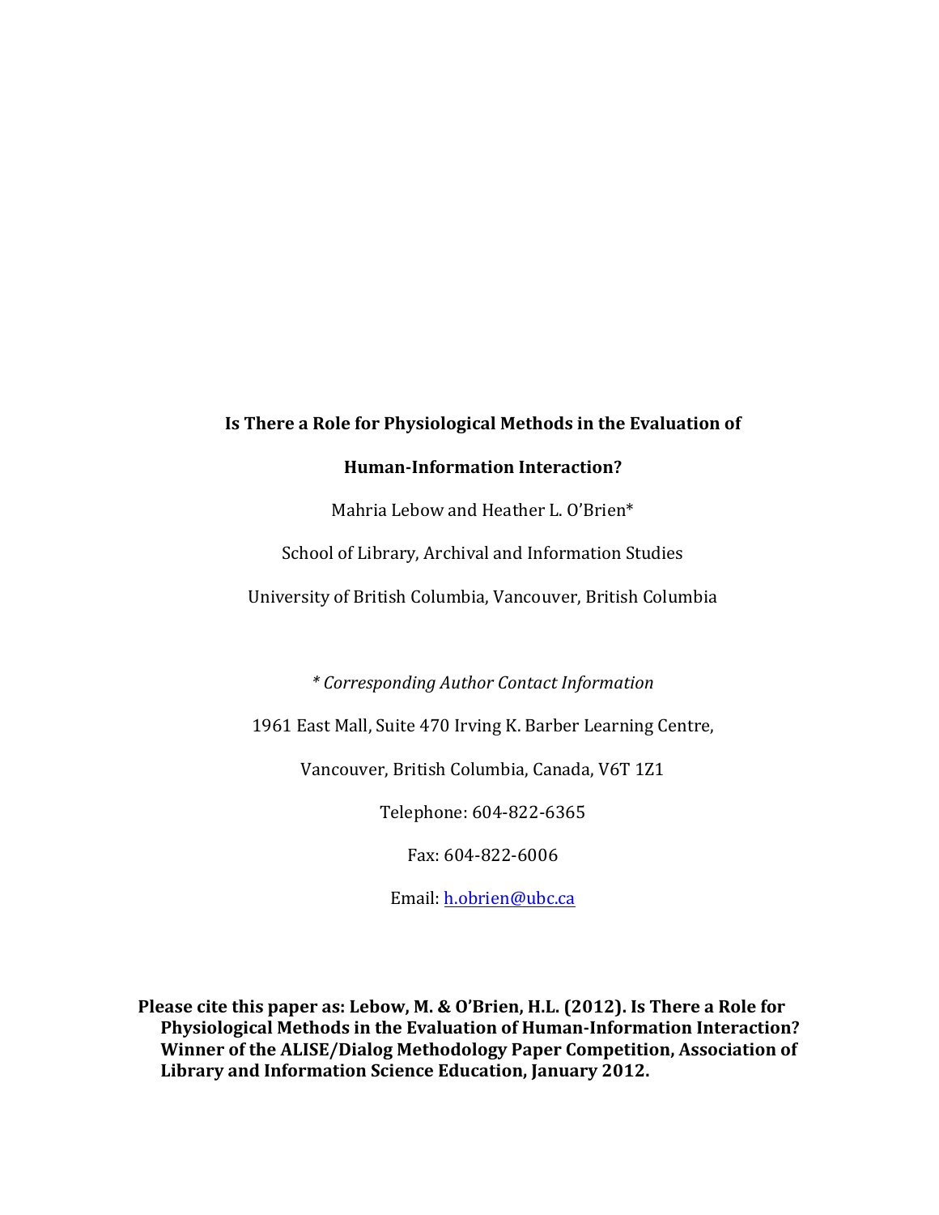# Is There a Role for Physiological Methods in the Evaluation of Human-Information Interaction?

Mahria Lebow and Heather L. O'Brien*

School of Library, Archival and Information Studies

University of British Columbia, Vancouver, British Columbia

*\* Corresponding Author Contact Information*

1961 East Mall, Suite 470 Irving K. Barber Learning Centre,

Vancouver, British Columbia, Canada, V6T 1Z1

Telephone: 604-822-6365

Fax: 604-822-6006

Email: h.obrien@ubc.ca

**Please cite this paper as: Lebow, M. & O'Brien, H.L. (2012). Is There a Role for Physiological Methods in the Evaluation of Human-Information Interaction? Winner of the ALISE/Dialog Methodology Paper Competition, Association of Library and Information Science Education, January 2012.**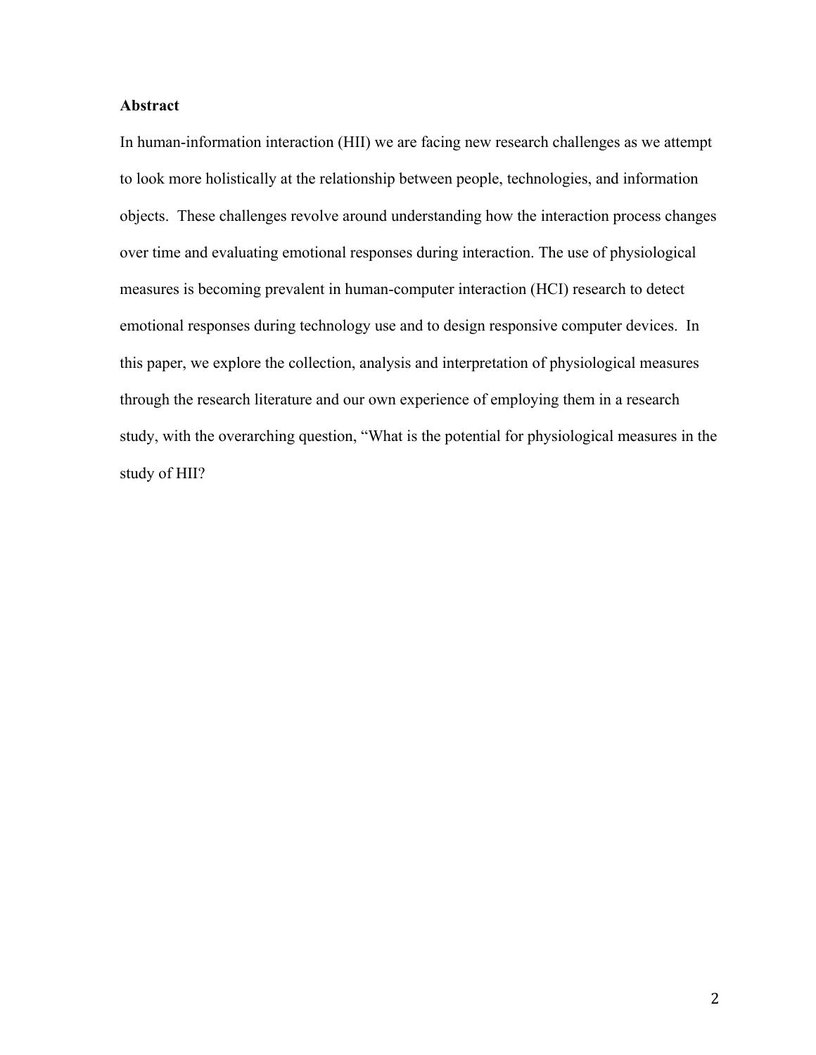## Abstract

In human-information interaction (HII) we are facing new research challenges as we attempt to look more holistically at the relationship between people, technologies, and information objects. These challenges revolve around understanding how the interaction process changes over time and evaluating emotional responses during interaction. The use of physiological measures is becoming prevalent in human-computer interaction (HCI) research to detect emotional responses during technology use and to design responsive computer devices. In this paper, we explore the collection, analysis and interpretation of physiological measures through the research literature and our own experience of employing them in a research study, with the overarching question, "What is the potential for physiological measures in the study of HII?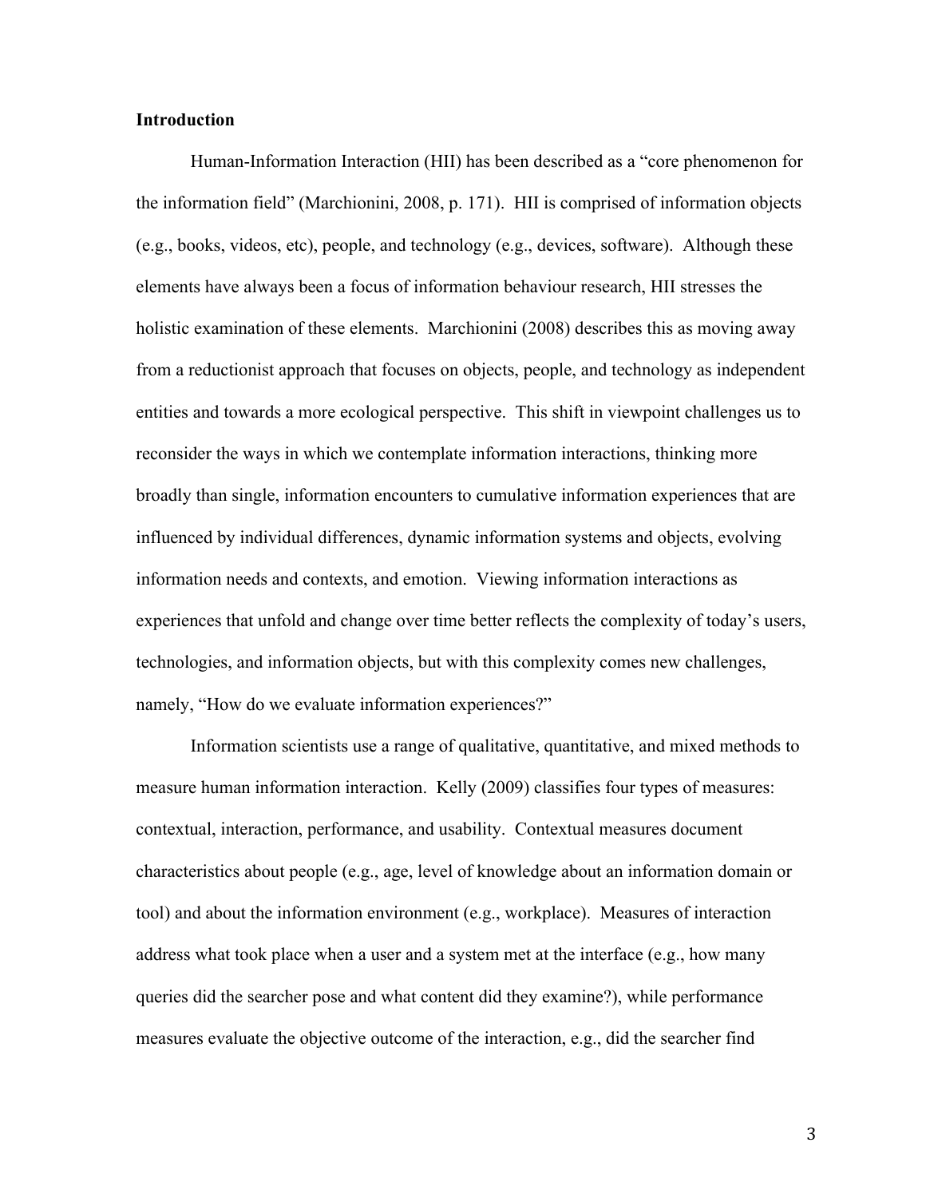**Introduction**

Human-Information Interaction (HII) has been described as a "core phenomenon for the information field" (Marchionini, 2008, p. 171). HII is comprised of information objects (e.g., books, videos, etc), people, and technology (e.g., devices, software). Although these elements have always been a focus of information behaviour research, HII stresses the holistic examination of these elements. Marchionini (2008) describes this as moving away from a reductionist approach that focuses on objects, people, and technology as independent entities and towards a more ecological perspective. This shift in viewpoint challenges us to reconsider the ways in which we contemplate information interactions, thinking more broadly than single, information encounters to cumulative information experiences that are influenced by individual differences, dynamic information systems and objects, evolving information needs and contexts, and emotion. Viewing information interactions as experiences that unfold and change over time better reflects the complexity of today's users, technologies, and information objects, but with this complexity comes new challenges, namely, "How do we evaluate information experiences?"

Information scientists use a range of qualitative, quantitative, and mixed methods to measure human information interaction. Kelly (2009) classifies four types of measures: contextual, interaction, performance, and usability. Contextual measures document characteristics about people (e.g., age, level of knowledge about an information domain or tool) and about the information environment (e.g., workplace). Measures of interaction address what took place when a user and a system met at the interface (e.g., how many queries did the searcher pose and what content did they examine?), while performance measures evaluate the objective outcome of the interaction, e.g., did the searcher find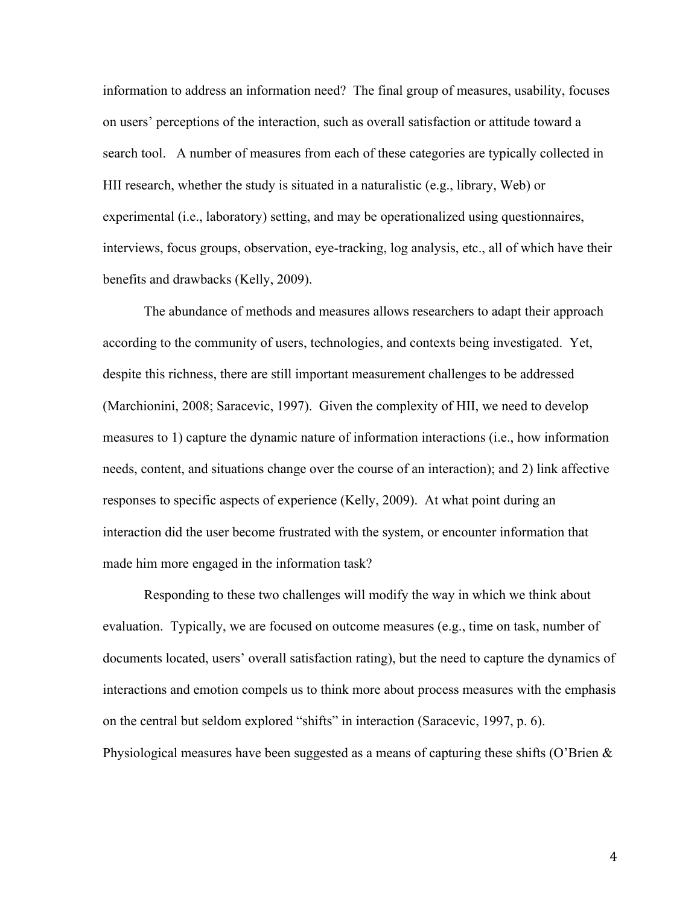information to address an information need? The final group of measures, usability, focuses on users' perceptions of the interaction, such as overall satisfaction or attitude toward a search tool. A number of measures from each of these categories are typically collected in HII research, whether the study is situated in a naturalistic (e.g., library, Web) or experimental (i.e., laboratory) setting, and may be operationalized using questionnaires, interviews, focus groups, observation, eye-tracking, log analysis, etc., all of which have their benefits and drawbacks (Kelly, 2009).

The abundance of methods and measures allows researchers to adapt their approach according to the community of users, technologies, and contexts being investigated. Yet, despite this richness, there are still important measurement challenges to be addressed (Marchionini, 2008; Saracevic, 1997). Given the complexity of HII, we need to develop measures to 1) capture the dynamic nature of information interactions (i.e., how information needs, content, and situations change over the course of an interaction); and 2) link affective responses to specific aspects of experience (Kelly, 2009). At what point during an interaction did the user become frustrated with the system, or encounter information that made him more engaged in the information task?

Responding to these two challenges will modify the way in which we think about evaluation. Typically, we are focused on outcome measures (e.g., time on task, number of documents located, users' overall satisfaction rating), but the need to capture the dynamics of interactions and emotion compels us to think more about process measures with the emphasis on the central but seldom explored "shifts" in interaction (Saracevic, 1997, p. 6). Physiological measures have been suggested as a means of capturing these shifts (O'Brien &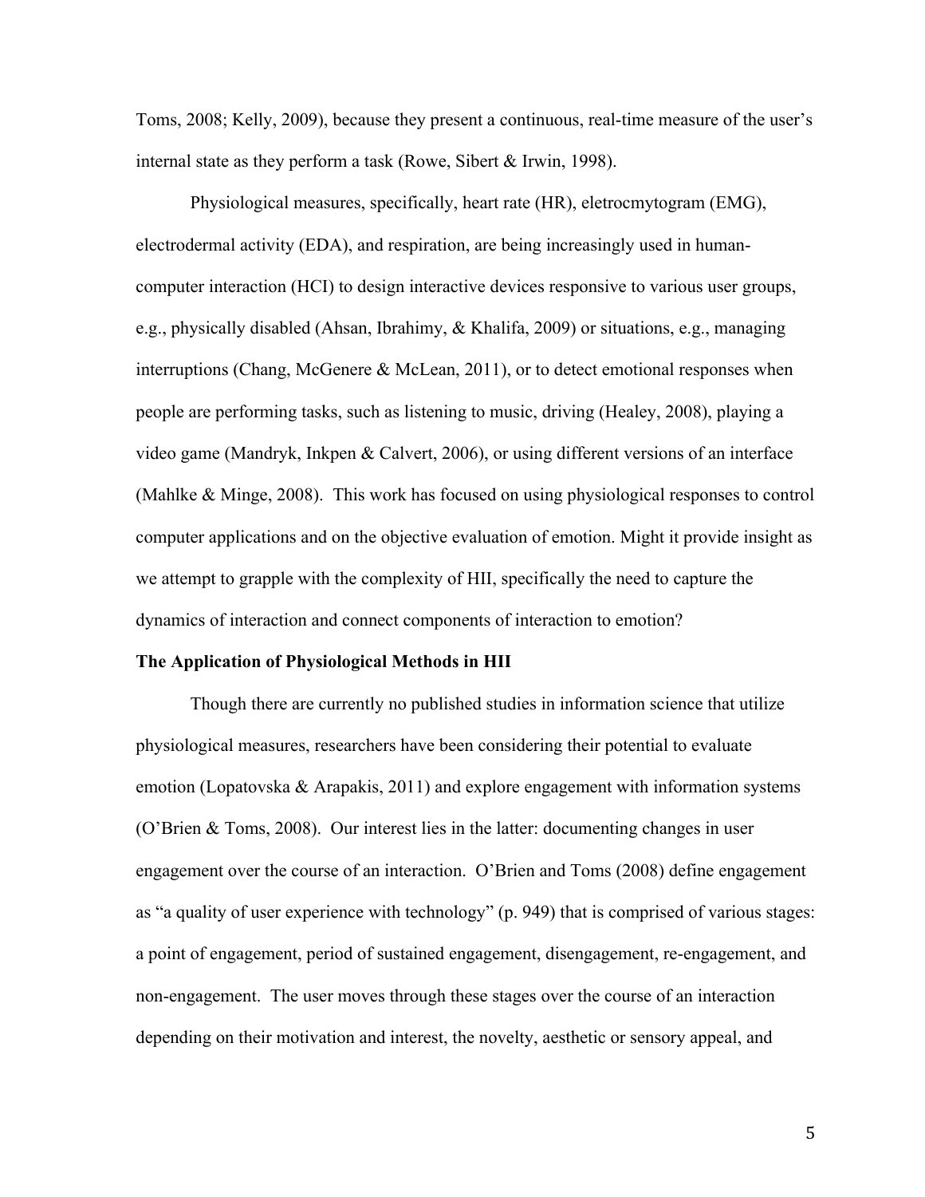Toms, 2008; Kelly, 2009), because they present a continuous, real-time measure of the user's internal state as they perform a task (Rowe, Sibert & Irwin, 1998).

Physiological measures, specifically, heart rate (HR), eletrocmytogram (EMG), electrodermal activity (EDA), and respiration, are being increasingly used in human-computer interaction (HCI) to design interactive devices responsive to various user groups, e.g., physically disabled (Ahsan, Ibrahimy, & Khalifa, 2009) or situations, e.g., managing interruptions (Chang, McGenere & McLean, 2011), or to detect emotional responses when people are performing tasks, such as listening to music, driving (Healey, 2008), playing a video game (Mandryk, Inkpen & Calvert, 2006), or using different versions of an interface (Mahlke & Minge, 2008). This work has focused on using physiological responses to control computer applications and on the objective evaluation of emotion. Might it provide insight as we attempt to grapple with the complexity of HII, specifically the need to capture the dynamics of interaction and connect components of interaction to emotion?

**The Application of Physiological Methods in HII**

Though there are currently no published studies in information science that utilize physiological measures, researchers have been considering their potential to evaluate emotion (Lopatovska & Arapakis, 2011) and explore engagement with information systems (O'Brien & Toms, 2008). Our interest lies in the latter: documenting changes in user engagement over the course of an interaction. O'Brien and Toms (2008) define engagement as "a quality of user experience with technology" (p. 949) that is comprised of various stages: a point of engagement, period of sustained engagement, disengagement, re-engagement, and non-engagement. The user moves through these stages over the course of an interaction depending on their motivation and interest, the novelty, aesthetic or sensory appeal, and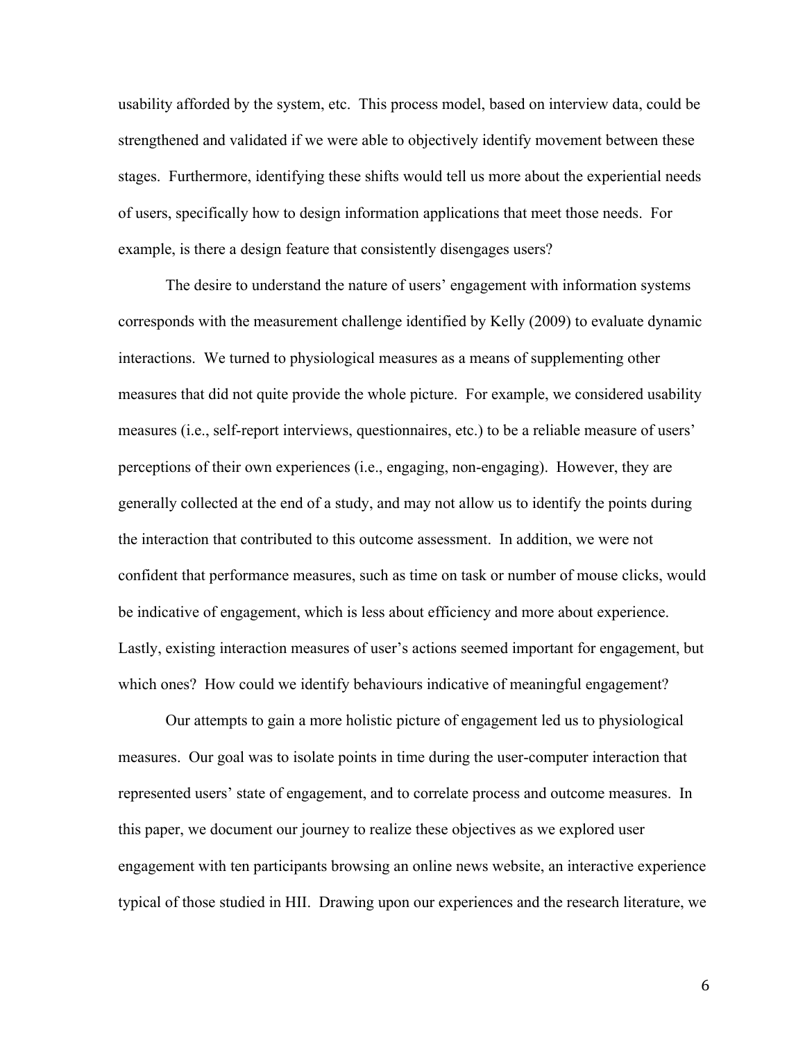usability afforded by the system, etc. This process model, based on interview data, could be strengthened and validated if we were able to objectively identify movement between these stages. Furthermore, identifying these shifts would tell us more about the experiential needs of users, specifically how to design information applications that meet those needs. For example, is there a design feature that consistently disengages users?

The desire to understand the nature of users' engagement with information systems corresponds with the measurement challenge identified by Kelly (2009) to evaluate dynamic interactions. We turned to physiological measures as a means of supplementing other measures that did not quite provide the whole picture. For example, we considered usability measures (i.e., self-report interviews, questionnaires, etc.) to be a reliable measure of users' perceptions of their own experiences (i.e., engaging, non-engaging). However, they are generally collected at the end of a study, and may not allow us to identify the points during the interaction that contributed to this outcome assessment. In addition, we were not confident that performance measures, such as time on task or number of mouse clicks, would be indicative of engagement, which is less about efficiency and more about experience. Lastly, existing interaction measures of user's actions seemed important for engagement, but which ones? How could we identify behaviours indicative of meaningful engagement?

Our attempts to gain a more holistic picture of engagement led us to physiological measures. Our goal was to isolate points in time during the user-computer interaction that represented users' state of engagement, and to correlate process and outcome measures. In this paper, we document our journey to realize these objectives as we explored user engagement with ten participants browsing an online news website, an interactive experience typical of those studied in HII. Drawing upon our experiences and the research literature, we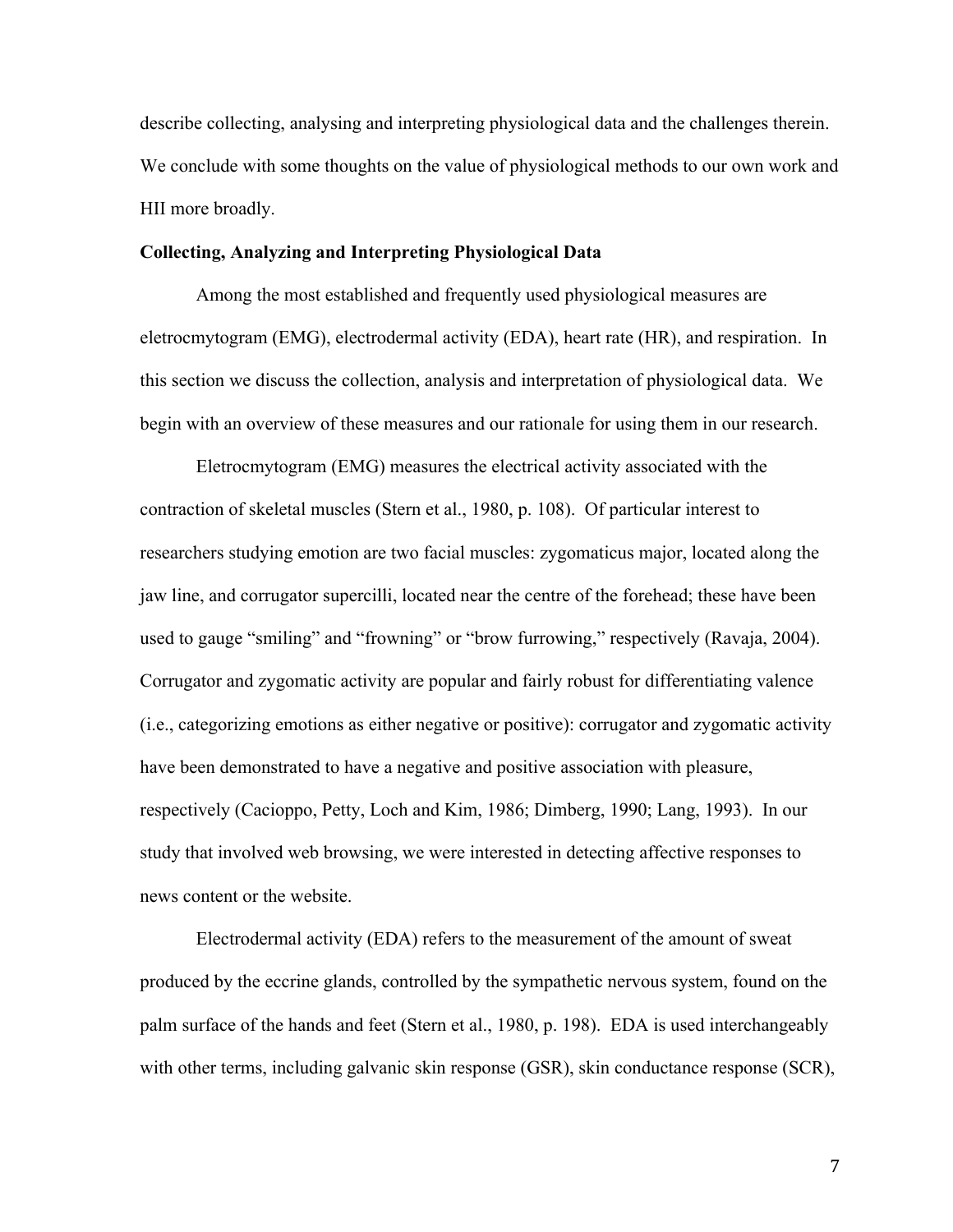describe collecting, analysing and interpreting physiological data and the challenges therein. We conclude with some thoughts on the value of physiological methods to our own work and HII more broadly.

### Collecting, Analyzing and Interpreting Physiological Data

Among the most established and frequently used physiological measures are eletrocmytogram (EMG), electrodermal activity (EDA), heart rate (HR), and respiration. In this section we discuss the collection, analysis and interpretation of physiological data. We begin with an overview of these measures and our rationale for using them in our research.

Eletrocmytogram (EMG) measures the electrical activity associated with the contraction of skeletal muscles (Stern et al., 1980, p. 108). Of particular interest to researchers studying emotion are two facial muscles: zygomaticus major, located along the jaw line, and corrugator supercilli, located near the centre of the forehead; these have been used to gauge "smiling" and "frowning" or "brow furrowing," respectively (Ravaja, 2004). Corrugator and zygomatic activity are popular and fairly robust for differentiating valence (i.e., categorizing emotions as either negative or positive): corrugator and zygomatic activity have been demonstrated to have a negative and positive association with pleasure, respectively (Cacioppo, Petty, Loch and Kim, 1986; Dimberg, 1990; Lang, 1993). In our study that involved web browsing, we were interested in detecting affective responses to news content or the website.

Electrodermal activity (EDA) refers to the measurement of the amount of sweat produced by the eccrine glands, controlled by the sympathetic nervous system, found on the palm surface of the hands and feet (Stern et al., 1980, p. 198). EDA is used interchangeably with other terms, including galvanic skin response (GSR), skin conductance response (SCR),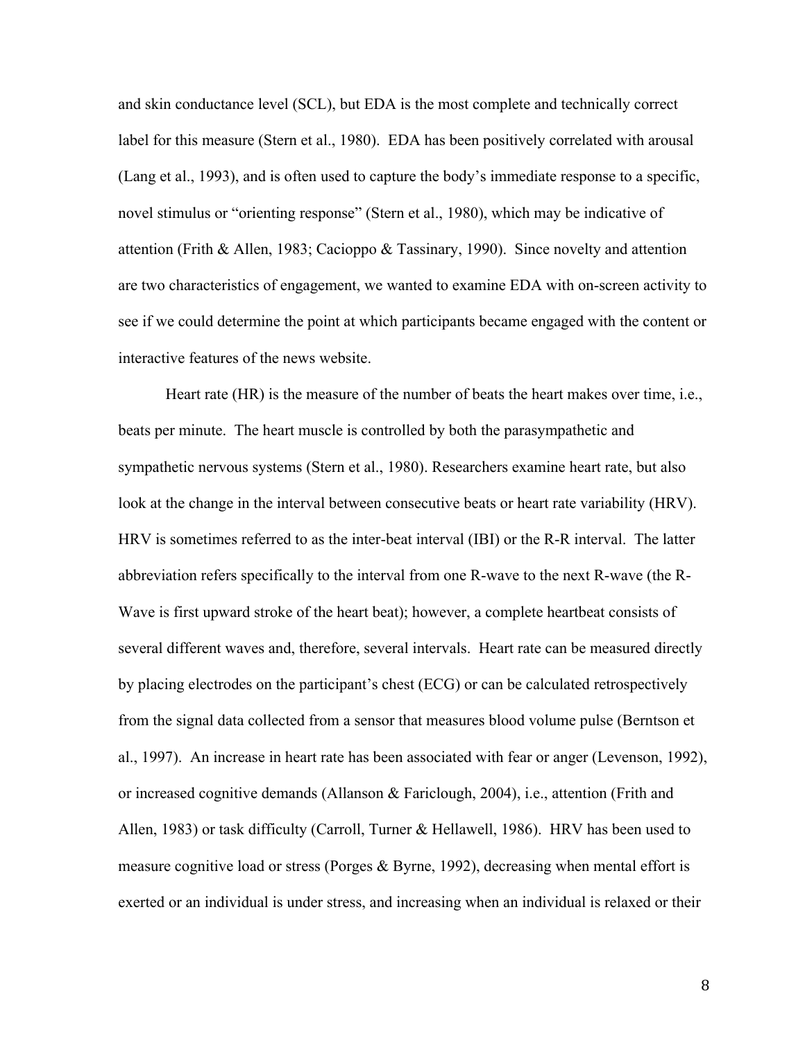and skin conductance level (SCL), but EDA is the most complete and technically correct label for this measure (Stern et al., 1980). EDA has been positively correlated with arousal (Lang et al., 1993), and is often used to capture the body's immediate response to a specific, novel stimulus or "orienting response" (Stern et al., 1980), which may be indicative of attention (Frith & Allen, 1983; Cacioppo & Tassinary, 1990). Since novelty and attention are two characteristics of engagement, we wanted to examine EDA with on-screen activity to see if we could determine the point at which participants became engaged with the content or interactive features of the news website.

Heart rate (HR) is the measure of the number of beats the heart makes over time, i.e., beats per minute. The heart muscle is controlled by both the parasympathetic and sympathetic nervous systems (Stern et al., 1980). Researchers examine heart rate, but also look at the change in the interval between consecutive beats or heart rate variability (HRV). HRV is sometimes referred to as the inter-beat interval (IBI) or the R-R interval. The latter abbreviation refers specifically to the interval from one R-wave to the next R-wave (the R-Wave is first upward stroke of the heart beat); however, a complete heartbeat consists of several different waves and, therefore, several intervals. Heart rate can be measured directly by placing electrodes on the participant's chest (ECG) or can be calculated retrospectively from the signal data collected from a sensor that measures blood volume pulse (Berntson et al., 1997). An increase in heart rate has been associated with fear or anger (Levenson, 1992), or increased cognitive demands (Allanson & Fariclough, 2004), i.e., attention (Frith and Allen, 1983) or task difficulty (Carroll, Turner & Hellawell, 1986). HRV has been used to measure cognitive load or stress (Porges & Byrne, 1992), decreasing when mental effort is exerted or an individual is under stress, and increasing when an individual is relaxed or their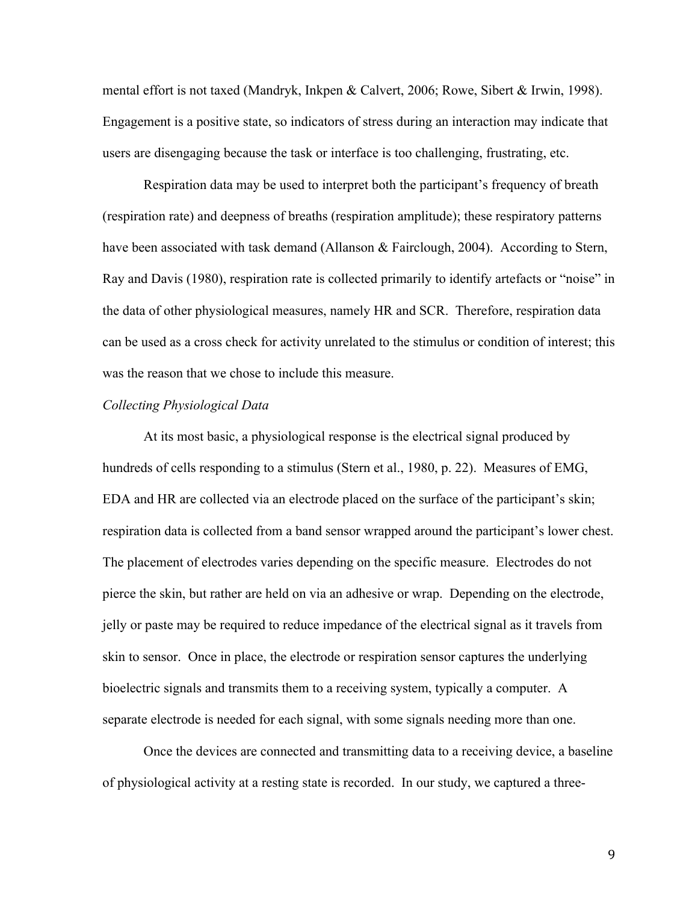mental effort is not taxed (Mandryk, Inkpen & Calvert, 2006; Rowe, Sibert & Irwin, 1998). Engagement is a positive state, so indicators of stress during an interaction may indicate that users are disengaging because the task or interface is too challenging, frustrating, etc.

Respiration data may be used to interpret both the participant's frequency of breath (respiration rate) and deepness of breaths (respiration amplitude); these respiratory patterns have been associated with task demand (Allanson & Fairclough, 2004). According to Stern, Ray and Davis (1980), respiration rate is collected primarily to identify artefacts or "noise" in the data of other physiological measures, namely HR and SCR. Therefore, respiration data can be used as a cross check for activity unrelated to the stimulus or condition of interest; this was the reason that we chose to include this measure.

*Collecting Physiological Data*

At its most basic, a physiological response is the electrical signal produced by hundreds of cells responding to a stimulus (Stern et al., 1980, p. 22). Measures of EMG, EDA and HR are collected via an electrode placed on the surface of the participant's skin; respiration data is collected from a band sensor wrapped around the participant's lower chest. The placement of electrodes varies depending on the specific measure. Electrodes do not pierce the skin, but rather are held on via an adhesive or wrap. Depending on the electrode, jelly or paste may be required to reduce impedance of the electrical signal as it travels from skin to sensor. Once in place, the electrode or respiration sensor captures the underlying bioelectric signals and transmits them to a receiving system, typically a computer. A separate electrode is needed for each signal, with some signals needing more than one.

Once the devices are connected and transmitting data to a receiving device, a baseline of physiological activity at a resting state is recorded. In our study, we captured a three-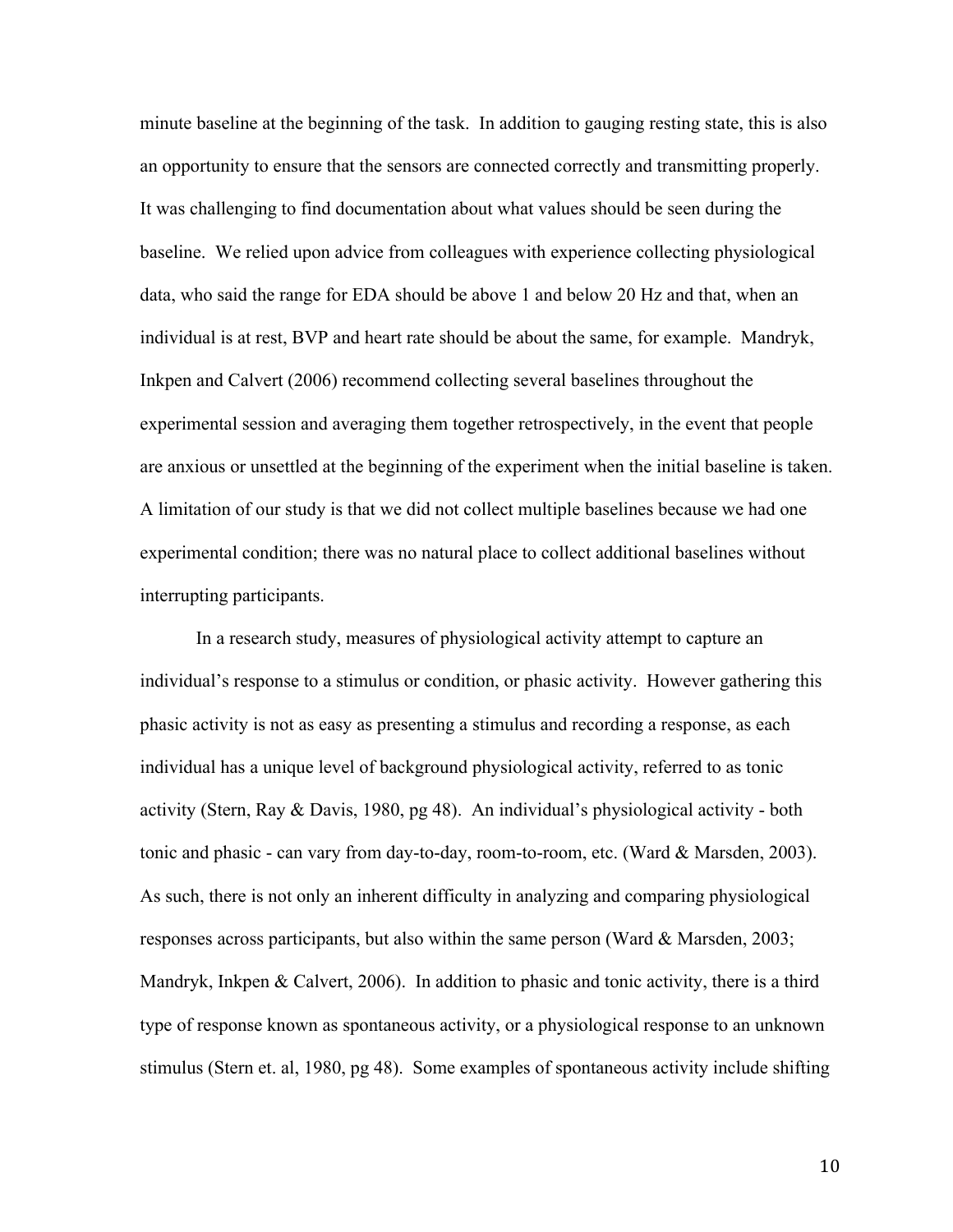minute baseline at the beginning of the task. In addition to gauging resting state, this is also an opportunity to ensure that the sensors are connected correctly and transmitting properly. It was challenging to find documentation about what values should be seen during the baseline. We relied upon advice from colleagues with experience collecting physiological data, who said the range for EDA should be above 1 and below 20 Hz and that, when an individual is at rest, BVP and heart rate should be about the same, for example. Mandryk, Inkpen and Calvert (2006) recommend collecting several baselines throughout the experimental session and averaging them together retrospectively, in the event that people are anxious or unsettled at the beginning of the experiment when the initial baseline is taken. A limitation of our study is that we did not collect multiple baselines because we had one experimental condition; there was no natural place to collect additional baselines without interrupting participants.

In a research study, measures of physiological activity attempt to capture an individual's response to a stimulus or condition, or phasic activity. However gathering this phasic activity is not as easy as presenting a stimulus and recording a response, as each individual has a unique level of background physiological activity, referred to as tonic activity (Stern, Ray & Davis, 1980, pg 48). An individual's physiological activity - both tonic and phasic - can vary from day-to-day, room-to-room, etc. (Ward & Marsden, 2003). As such, there is not only an inherent difficulty in analyzing and comparing physiological responses across participants, but also within the same person (Ward & Marsden, 2003; Mandryk, Inkpen & Calvert, 2006). In addition to phasic and tonic activity, there is a third type of response known as spontaneous activity, or a physiological response to an unknown stimulus (Stern et. al, 1980, pg 48). Some examples of spontaneous activity include shifting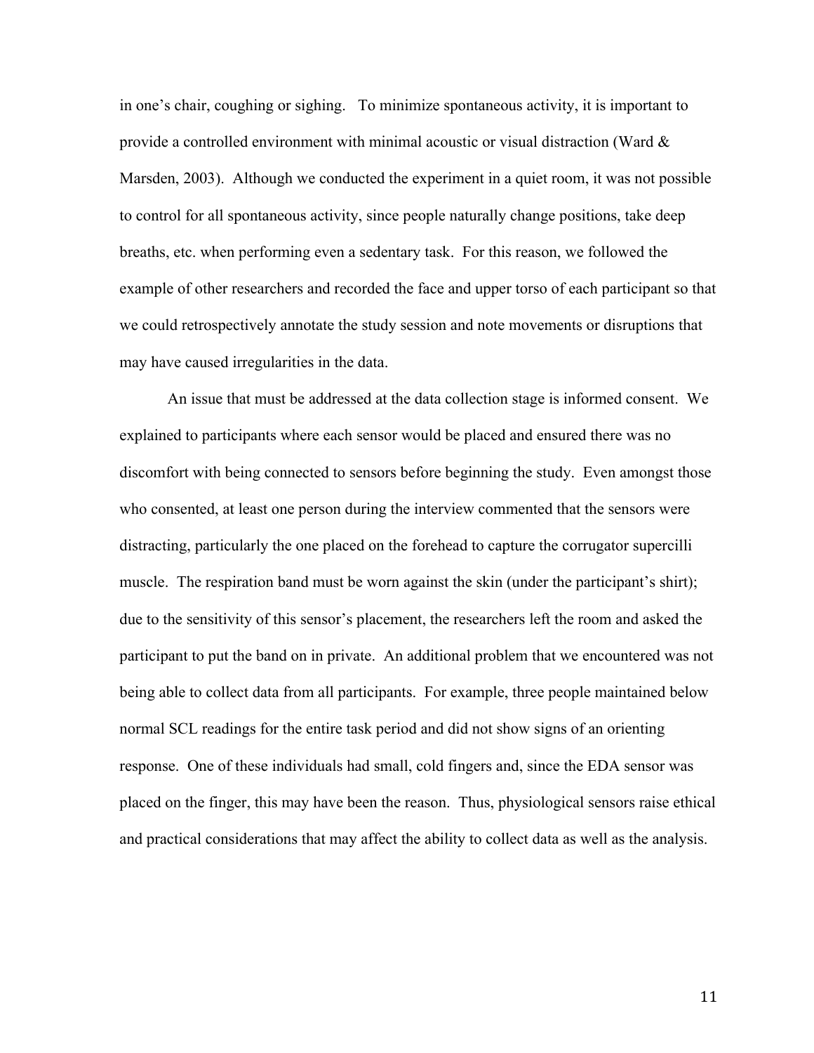in one's chair, coughing or sighing. To minimize spontaneous activity, it is important to provide a controlled environment with minimal acoustic or visual distraction (Ward & Marsden, 2003). Although we conducted the experiment in a quiet room, it was not possible to control for all spontaneous activity, since people naturally change positions, take deep breaths, etc. when performing even a sedentary task. For this reason, we followed the example of other researchers and recorded the face and upper torso of each participant so that we could retrospectively annotate the study session and note movements or disruptions that may have caused irregularities in the data.

An issue that must be addressed at the data collection stage is informed consent. We explained to participants where each sensor would be placed and ensured there was no discomfort with being connected to sensors before beginning the study. Even amongst those who consented, at least one person during the interview commented that the sensors were distracting, particularly the one placed on the forehead to capture the corrugator supercilli muscle. The respiration band must be worn against the skin (under the participant's shirt); due to the sensitivity of this sensor's placement, the researchers left the room and asked the participant to put the band on in private. An additional problem that we encountered was not being able to collect data from all participants. For example, three people maintained below normal SCL readings for the entire task period and did not show signs of an orienting response. One of these individuals had small, cold fingers and, since the EDA sensor was placed on the finger, this may have been the reason. Thus, physiological sensors raise ethical and practical considerations that may affect the ability to collect data as well as the analysis.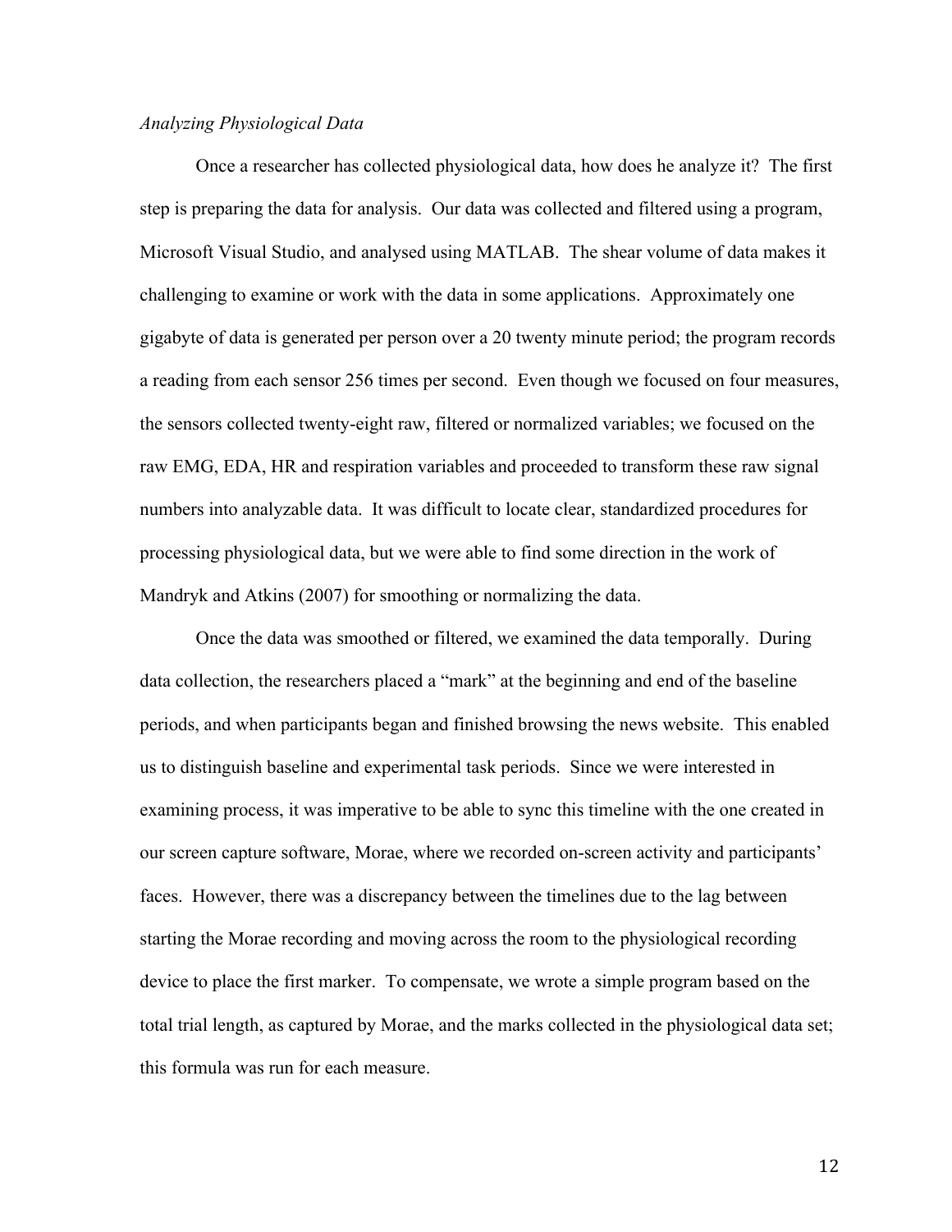*Analyzing Physiological Data*

Once a researcher has collected physiological data, how does he analyze it? The first step is preparing the data for analysis. Our data was collected and filtered using a program, Microsoft Visual Studio, and analysed using MATLAB. The shear volume of data makes it challenging to examine or work with the data in some applications. Approximately one gigabyte of data is generated per person over a 20 twenty minute period; the program records a reading from each sensor 256 times per second. Even though we focused on four measures, the sensors collected twenty-eight raw, filtered or normalized variables; we focused on the raw EMG, EDA, HR and respiration variables and proceeded to transform these raw signal numbers into analyzable data. It was difficult to locate clear, standardized procedures for processing physiological data, but we were able to find some direction in the work of Mandryk and Atkins (2007) for smoothing or normalizing the data.

Once the data was smoothed or filtered, we examined the data temporally. During data collection, the researchers placed a "mark" at the beginning and end of the baseline periods, and when participants began and finished browsing the news website. This enabled us to distinguish baseline and experimental task periods. Since we were interested in examining process, it was imperative to be able to sync this timeline with the one created in our screen capture software, Morae, where we recorded on-screen activity and participants' faces. However, there was a discrepancy between the timelines due to the lag between starting the Morae recording and moving across the room to the physiological recording device to place the first marker. To compensate, we wrote a simple program based on the total trial length, as captured by Morae, and the marks collected in the physiological data set; this formula was run for each measure.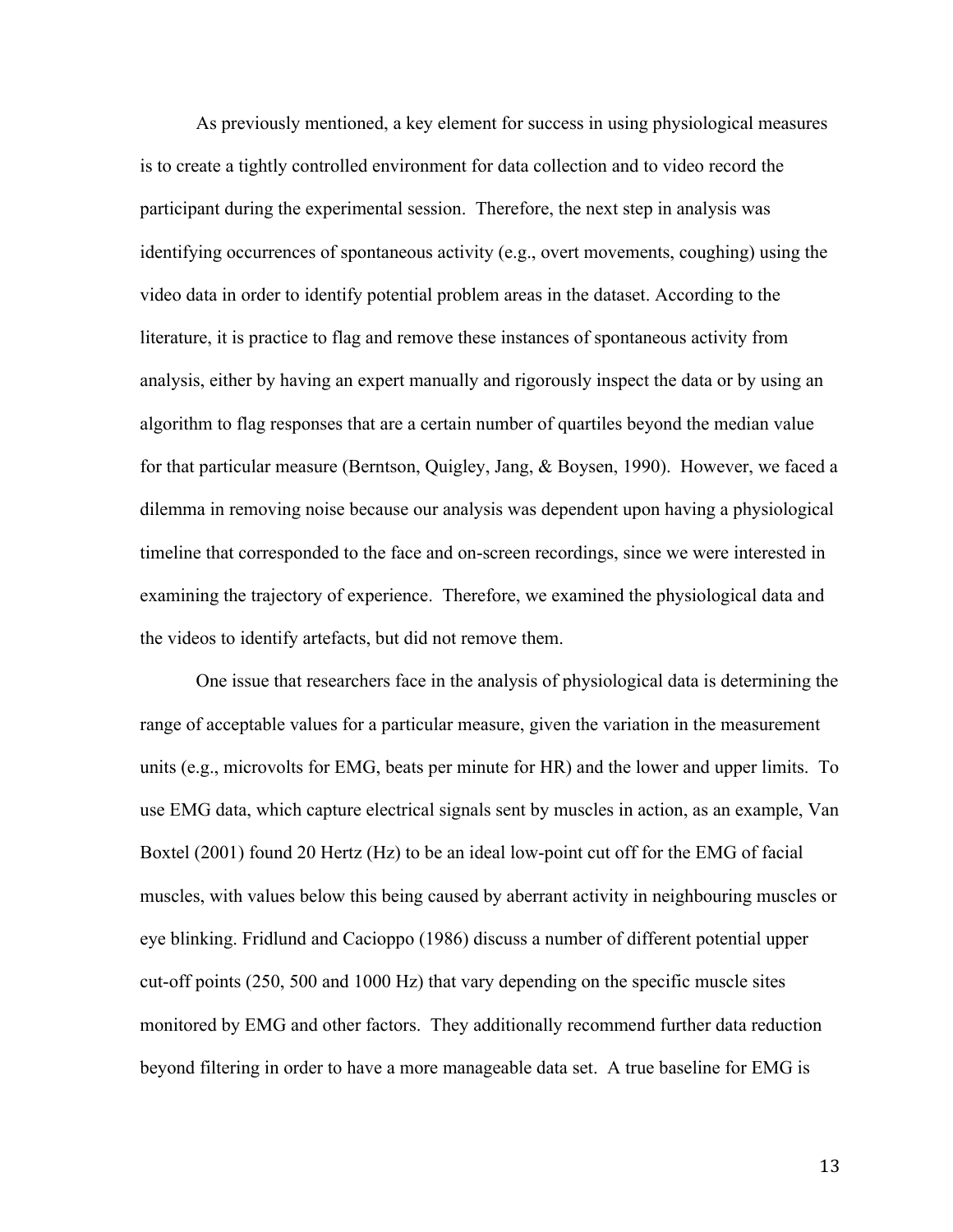As previously mentioned, a key element for success in using physiological measures is to create a tightly controlled environment for data collection and to video record the participant during the experimental session. Therefore, the next step in analysis was identifying occurrences of spontaneous activity (e.g., overt movements, coughing) using the video data in order to identify potential problem areas in the dataset. According to the literature, it is practice to flag and remove these instances of spontaneous activity from analysis, either by having an expert manually and rigorously inspect the data or by using an algorithm to flag responses that are a certain number of quartiles beyond the median value for that particular measure (Berntson, Quigley, Jang, & Boysen, 1990). However, we faced a dilemma in removing noise because our analysis was dependent upon having a physiological timeline that corresponded to the face and on-screen recordings, since we were interested in examining the trajectory of experience. Therefore, we examined the physiological data and the videos to identify artefacts, but did not remove them.

One issue that researchers face in the analysis of physiological data is determining the range of acceptable values for a particular measure, given the variation in the measurement units (e.g., microvolts for EMG, beats per minute for HR) and the lower and upper limits. To use EMG data, which capture electrical signals sent by muscles in action, as an example, Van Boxtel (2001) found 20 Hertz (Hz) to be an ideal low-point cut off for the EMG of facial muscles, with values below this being caused by aberrant activity in neighbouring muscles or eye blinking. Fridlund and Cacioppo (1986) discuss a number of different potential upper cut-off points (250, 500 and 1000 Hz) that vary depending on the specific muscle sites monitored by EMG and other factors. They additionally recommend further data reduction beyond filtering in order to have a more manageable data set. A true baseline for EMG is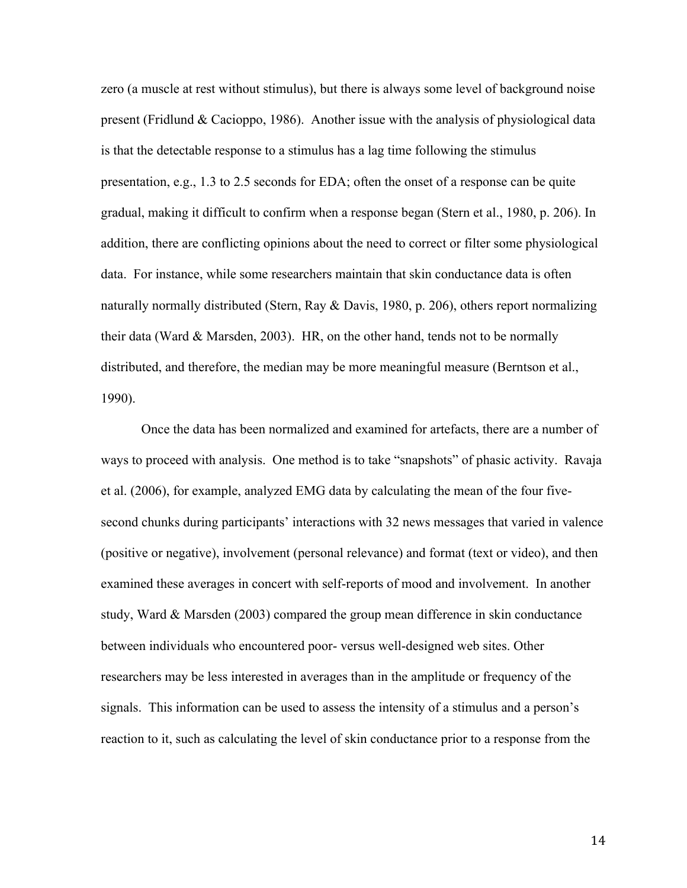zero (a muscle at rest without stimulus), but there is always some level of background noise present (Fridlund & Cacioppo, 1986). Another issue with the analysis of physiological data is that the detectable response to a stimulus has a lag time following the stimulus presentation, e.g., 1.3 to 2.5 seconds for EDA; often the onset of a response can be quite gradual, making it difficult to confirm when a response began (Stern et al., 1980, p. 206). In addition, there are conflicting opinions about the need to correct or filter some physiological data. For instance, while some researchers maintain that skin conductance data is often naturally normally distributed (Stern, Ray & Davis, 1980, p. 206), others report normalizing their data (Ward & Marsden, 2003). HR, on the other hand, tends not to be normally distributed, and therefore, the median may be more meaningful measure (Berntson et al., 1990).

Once the data has been normalized and examined for artefacts, there are a number of ways to proceed with analysis. One method is to take "snapshots" of phasic activity. Ravaja et al. (2006), for example, analyzed EMG data by calculating the mean of the four five-second chunks during participants' interactions with 32 news messages that varied in valence (positive or negative), involvement (personal relevance) and format (text or video), and then examined these averages in concert with self-reports of mood and involvement. In another study, Ward & Marsden (2003) compared the group mean difference in skin conductance between individuals who encountered poor- versus well-designed web sites. Other researchers may be less interested in averages than in the amplitude or frequency of the signals. This information can be used to assess the intensity of a stimulus and a person's reaction to it, such as calculating the level of skin conductance prior to a response from the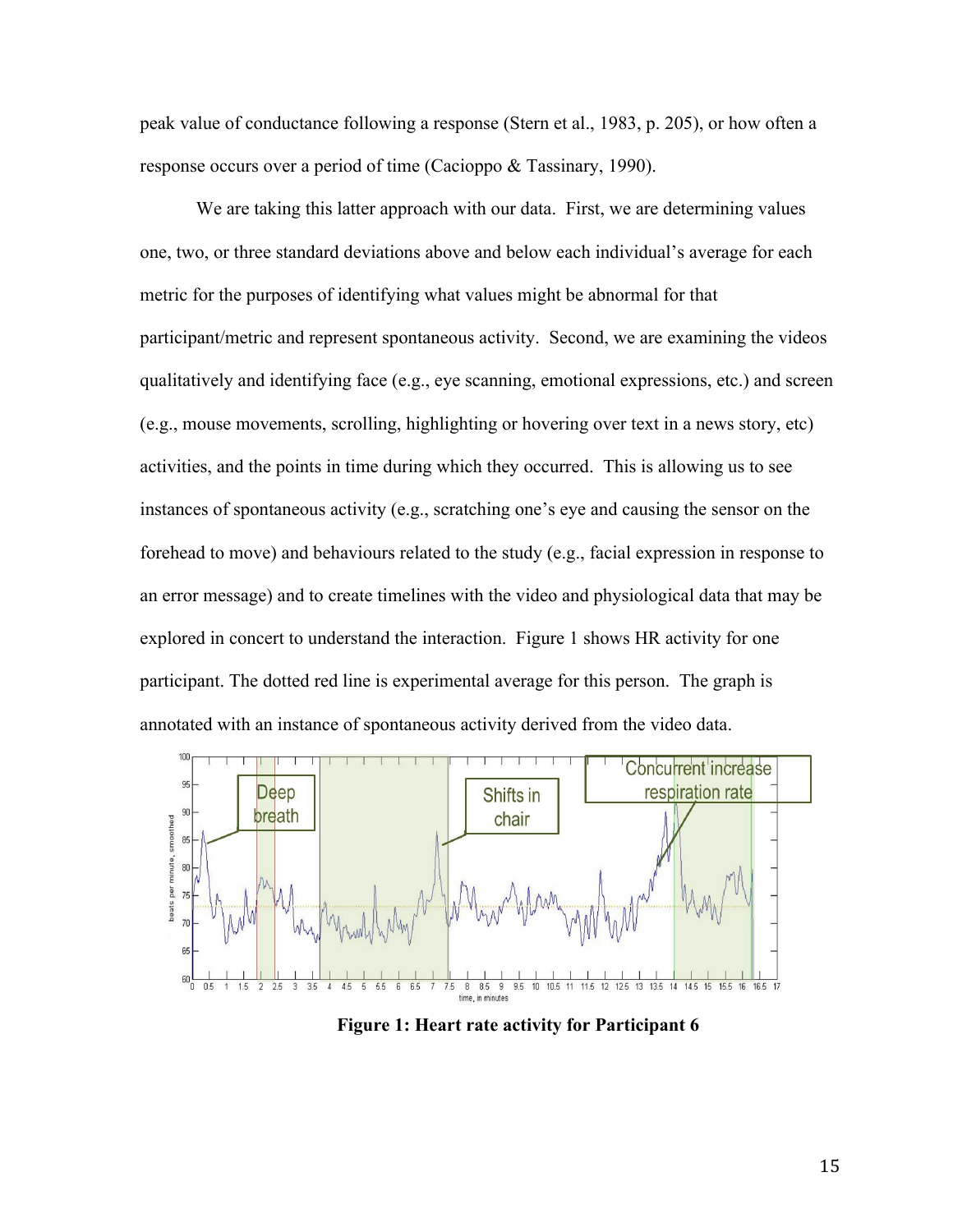peak value of conductance following a response (Stern et al., 1983, p. 205), or how often a response occurs over a period of time (Cacioppo & Tassinary, 1990).

We are taking this latter approach with our data. First, we are determining values one, two, or three standard deviations above and below each individual's average for each metric for the purposes of identifying what values might be abnormal for that participant/metric and represent spontaneous activity. Second, we are examining the videos qualitatively and identifying face (e.g., eye scanning, emotional expressions, etc.) and screen (e.g., mouse movements, scrolling, highlighting or hovering over text in a news story, etc) activities, and the points in time during which they occurred. This is allowing us to see instances of spontaneous activity (e.g., scratching one's eye and causing the sensor on the forehead to move) and behaviours related to the study (e.g., facial expression in response to an error message) and to create timelines with the video and physiological data that may be explored in concert to understand the interaction. Figure 1 shows HR activity for one participant. The dotted red line is experimental average for this person. The graph is annotated with an instance of spontaneous activity derived from the video data.

**Figure 1: Heart rate activity for Participant 6**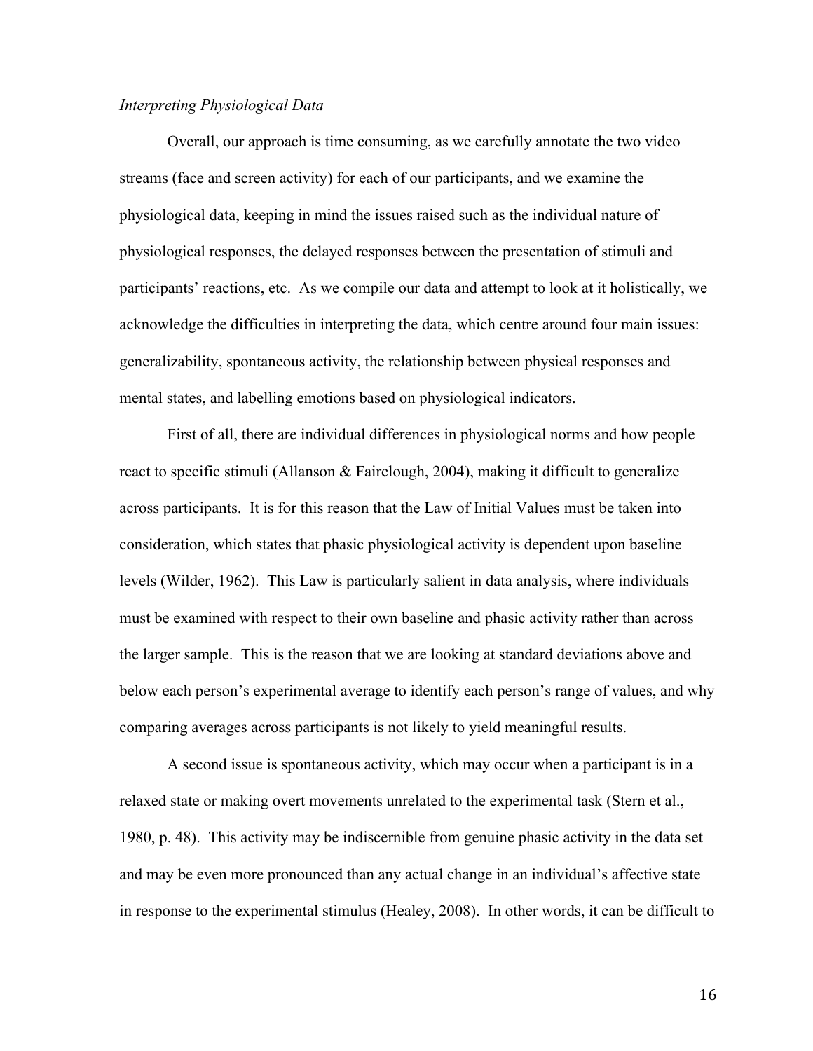*Interpreting Physiological Data*

Overall, our approach is time consuming, as we carefully annotate the two video streams (face and screen activity) for each of our participants, and we examine the physiological data, keeping in mind the issues raised such as the individual nature of physiological responses, the delayed responses between the presentation of stimuli and participants' reactions, etc. As we compile our data and attempt to look at it holistically, we acknowledge the difficulties in interpreting the data, which centre around four main issues: generalizability, spontaneous activity, the relationship between physical responses and mental states, and labelling emotions based on physiological indicators.

First of all, there are individual differences in physiological norms and how people react to specific stimuli (Allanson & Fairclough, 2004), making it difficult to generalize across participants. It is for this reason that the Law of Initial Values must be taken into consideration, which states that phasic physiological activity is dependent upon baseline levels (Wilder, 1962). This Law is particularly salient in data analysis, where individuals must be examined with respect to their own baseline and phasic activity rather than across the larger sample. This is the reason that we are looking at standard deviations above and below each person's experimental average to identify each person's range of values, and why comparing averages across participants is not likely to yield meaningful results.

A second issue is spontaneous activity, which may occur when a participant is in a relaxed state or making overt movements unrelated to the experimental task (Stern et al., 1980, p. 48). This activity may be indiscernible from genuine phasic activity in the data set and may be even more pronounced than any actual change in an individual's affective state in response to the experimental stimulus (Healey, 2008). In other words, it can be difficult to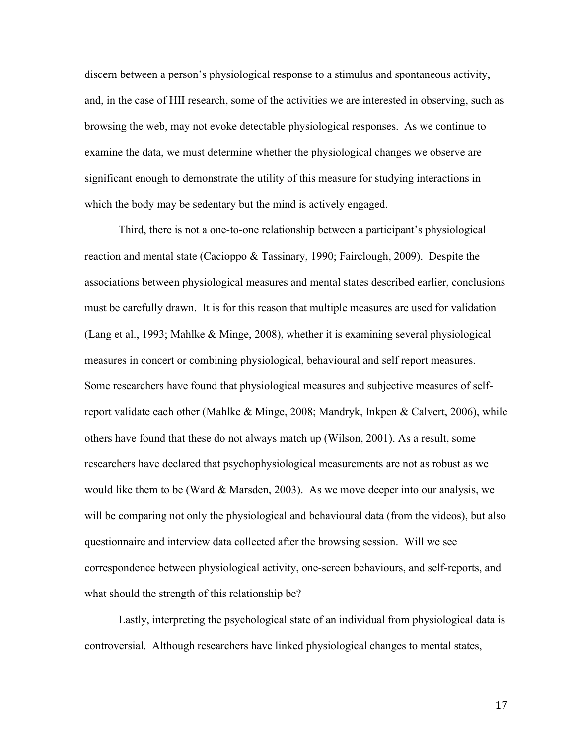discern between a person's physiological response to a stimulus and spontaneous activity, and, in the case of HII research, some of the activities we are interested in observing, such as browsing the web, may not evoke detectable physiological responses. As we continue to examine the data, we must determine whether the physiological changes we observe are significant enough to demonstrate the utility of this measure for studying interactions in which the body may be sedentary but the mind is actively engaged.

Third, there is not a one-to-one relationship between a participant's physiological reaction and mental state (Cacioppo & Tassinary, 1990; Fairclough, 2009). Despite the associations between physiological measures and mental states described earlier, conclusions must be carefully drawn. It is for this reason that multiple measures are used for validation (Lang et al., 1993; Mahlke & Minge, 2008), whether it is examining several physiological measures in concert or combining physiological, behavioural and self report measures. Some researchers have found that physiological measures and subjective measures of self-report validate each other (Mahlke & Minge, 2008; Mandryk, Inkpen & Calvert, 2006), while others have found that these do not always match up (Wilson, 2001). As a result, some researchers have declared that psychophysiological measurements are not as robust as we would like them to be (Ward & Marsden, 2003). As we move deeper into our analysis, we will be comparing not only the physiological and behavioural data (from the videos), but also questionnaire and interview data collected after the browsing session. Will we see correspondence between physiological activity, one-screen behaviours, and self-reports, and what should the strength of this relationship be?

Lastly, interpreting the psychological state of an individual from physiological data is controversial. Although researchers have linked physiological changes to mental states,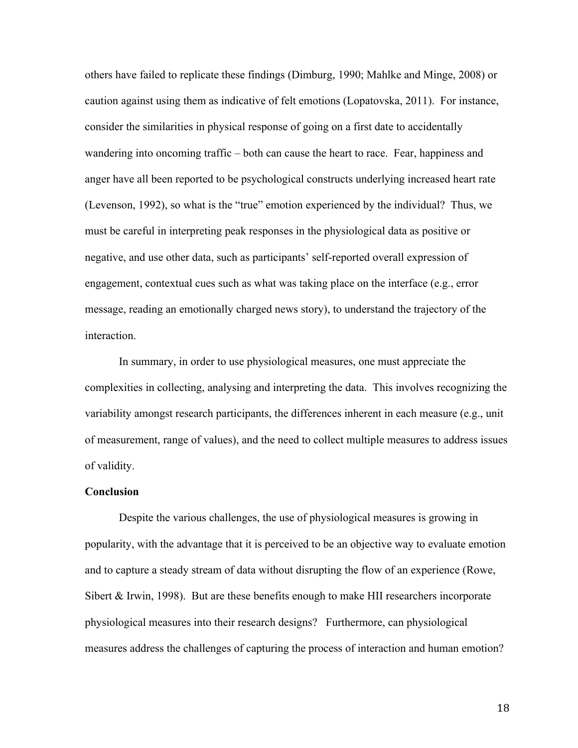others have failed to replicate these findings (Dimburg, 1990; Mahlke and Minge, 2008) or caution against using them as indicative of felt emotions (Lopatovska, 2011). For instance, consider the similarities in physical response of going on a first date to accidentally wandering into oncoming traffic – both can cause the heart to race. Fear, happiness and anger have all been reported to be psychological constructs underlying increased heart rate (Levenson, 1992), so what is the "true" emotion experienced by the individual? Thus, we must be careful in interpreting peak responses in the physiological data as positive or negative, and use other data, such as participants' self-reported overall expression of engagement, contextual cues such as what was taking place on the interface (e.g., error message, reading an emotionally charged news story), to understand the trajectory of the interaction.

In summary, in order to use physiological measures, one must appreciate the complexities in collecting, analysing and interpreting the data. This involves recognizing the variability amongst research participants, the differences inherent in each measure (e.g., unit of measurement, range of values), and the need to collect multiple measures to address issues of validity.

**Conclusion**

Despite the various challenges, the use of physiological measures is growing in popularity, with the advantage that it is perceived to be an objective way to evaluate emotion and to capture a steady stream of data without disrupting the flow of an experience (Rowe, Sibert & Irwin, 1998). But are these benefits enough to make HII researchers incorporate physiological measures into their research designs? Furthermore, can physiological measures address the challenges of capturing the process of interaction and human emotion?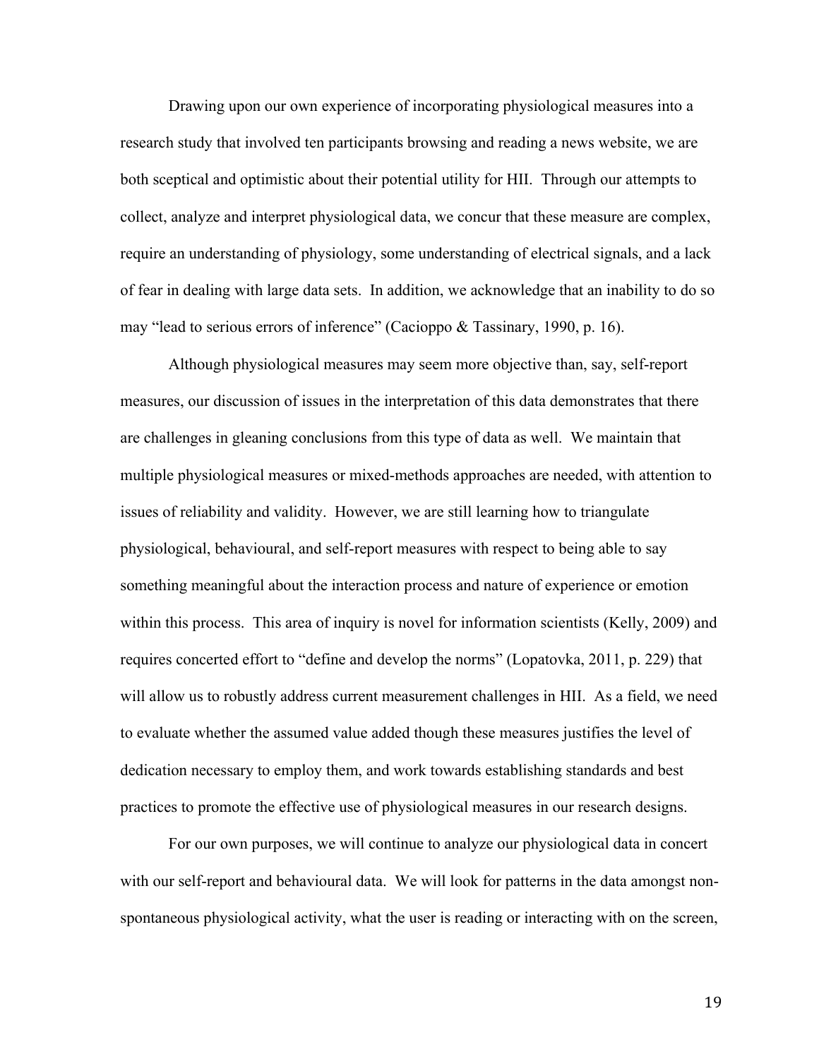Drawing upon our own experience of incorporating physiological measures into a research study that involved ten participants browsing and reading a news website, we are both sceptical and optimistic about their potential utility for HII. Through our attempts to collect, analyze and interpret physiological data, we concur that these measure are complex, require an understanding of physiology, some understanding of electrical signals, and a lack of fear in dealing with large data sets. In addition, we acknowledge that an inability to do so may "lead to serious errors of inference" (Cacioppo & Tassinary, 1990, p. 16).

Although physiological measures may seem more objective than, say, self-report measures, our discussion of issues in the interpretation of this data demonstrates that there are challenges in gleaning conclusions from this type of data as well. We maintain that multiple physiological measures or mixed-methods approaches are needed, with attention to issues of reliability and validity. However, we are still learning how to triangulate physiological, behavioural, and self-report measures with respect to being able to say something meaningful about the interaction process and nature of experience or emotion within this process. This area of inquiry is novel for information scientists (Kelly, 2009) and requires concerted effort to "define and develop the norms" (Lopatovka, 2011, p. 229) that will allow us to robustly address current measurement challenges in HII. As a field, we need to evaluate whether the assumed value added though these measures justifies the level of dedication necessary to employ them, and work towards establishing standards and best practices to promote the effective use of physiological measures in our research designs.

For our own purposes, we will continue to analyze our physiological data in concert with our self-report and behavioural data. We will look for patterns in the data amongst non-spontaneous physiological activity, what the user is reading or interacting with on the screen,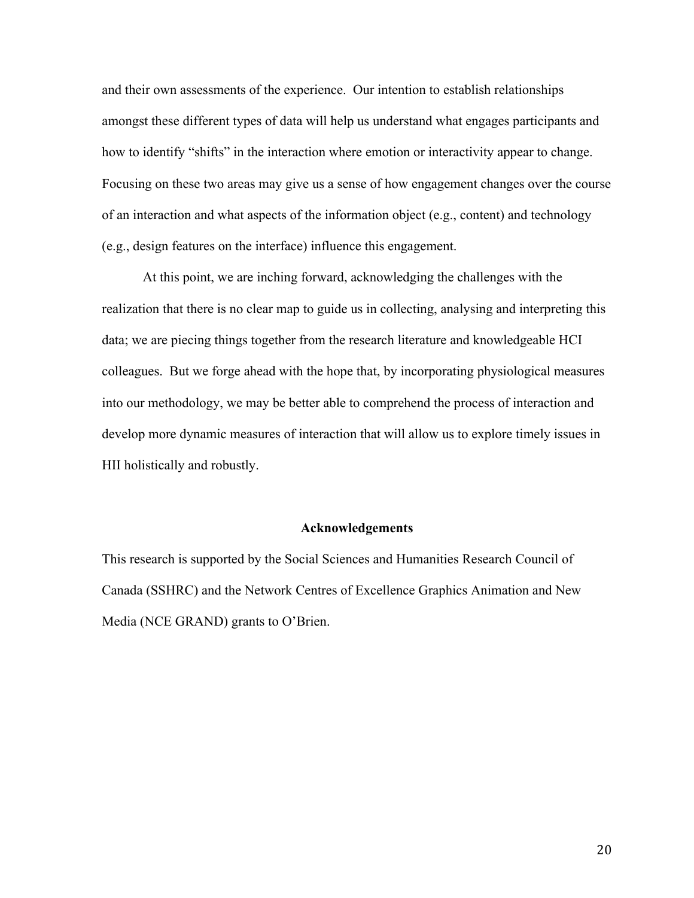and their own assessments of the experience. Our intention to establish relationships amongst these different types of data will help us understand what engages participants and how to identify "shifts" in the interaction where emotion or interactivity appear to change. Focusing on these two areas may give us a sense of how engagement changes over the course of an interaction and what aspects of the information object (e.g., content) and technology (e.g., design features on the interface) influence this engagement.

At this point, we are inching forward, acknowledging the challenges with the realization that there is no clear map to guide us in collecting, analysing and interpreting this data; we are piecing things together from the research literature and knowledgeable HCI colleagues. But we forge ahead with the hope that, by incorporating physiological measures into our methodology, we may be better able to comprehend the process of interaction and develop more dynamic measures of interaction that will allow us to explore timely issues in HII holistically and robustly.

## Acknowledgements

This research is supported by the Social Sciences and Humanities Research Council of Canada (SSHRC) and the Network Centres of Excellence Graphics Animation and New Media (NCE GRAND) grants to O'Brien.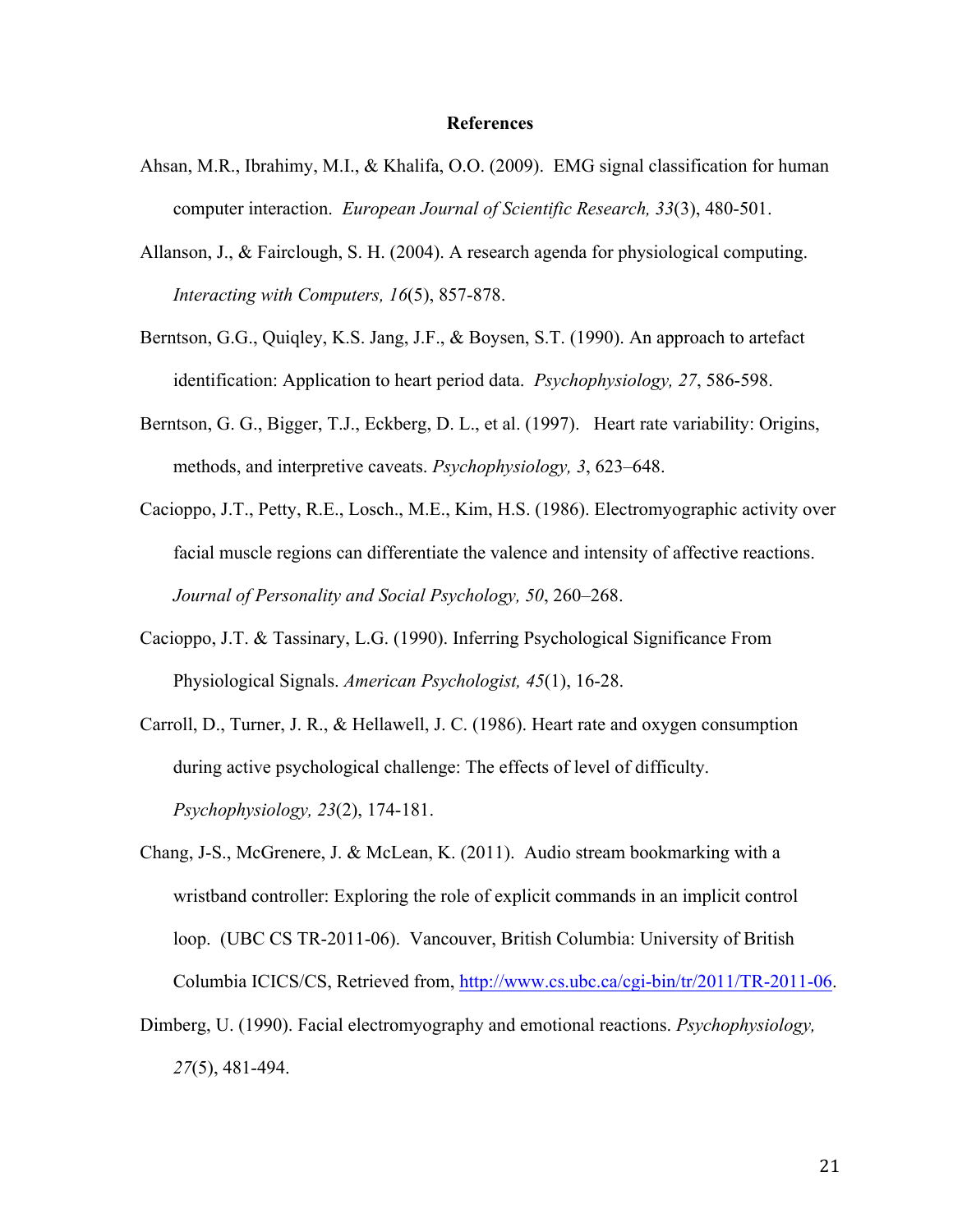# References

Ahsan, M.R., Ibrahimy, M.I., & Khalifa, O.O. (2009). EMG signal classification for human computer interaction. *European Journal of Scientific Research, 33*(3), 480-501.

Allanson, J., & Fairclough, S. H. (2004). A research agenda for physiological computing. *Interacting with Computers, 16*(5), 857-878.

Berntson, G.G., Quiqley, K.S. Jang, J.F., & Boysen, S.T. (1990). An approach to artefact identification: Application to heart period data. *Psychophysiology, 27*, 586-598.

Berntson, G. G., Bigger, T.J., Eckberg, D. L., et al. (1997). Heart rate variability: Origins, methods, and interpretive caveats. *Psychophysiology, 3*, 623–648.

Cacioppo, J.T., Petty, R.E., Losch., M.E., Kim, H.S. (1986). Electromyographic activity over facial muscle regions can differentiate the valence and intensity of affective reactions. *Journal of Personality and Social Psychology, 50*, 260–268.

Cacioppo, J.T. & Tassinary, L.G. (1990). Inferring Psychological Significance From Physiological Signals. *American Psychologist, 45*(1), 16-28.

Carroll, D., Turner, J. R., & Hellawell, J. C. (1986). Heart rate and oxygen consumption during active psychological challenge: The effects of level of difficulty. *Psychophysiology, 23*(2), 174-181.

Chang, J-S., McGrenere, J. & McLean, K. (2011). Audio stream bookmarking with a wristband controller: Exploring the role of explicit commands in an implicit control loop. (UBC CS TR-2011-06). Vancouver, British Columbia: University of British Columbia ICICS/CS, Retrieved from, http://www.cs.ubc.ca/cgi-bin/tr/2011/TR-2011-06.

Dimberg, U. (1990). Facial electromyography and emotional reactions. *Psychophysiology, 27*(5), 481-494.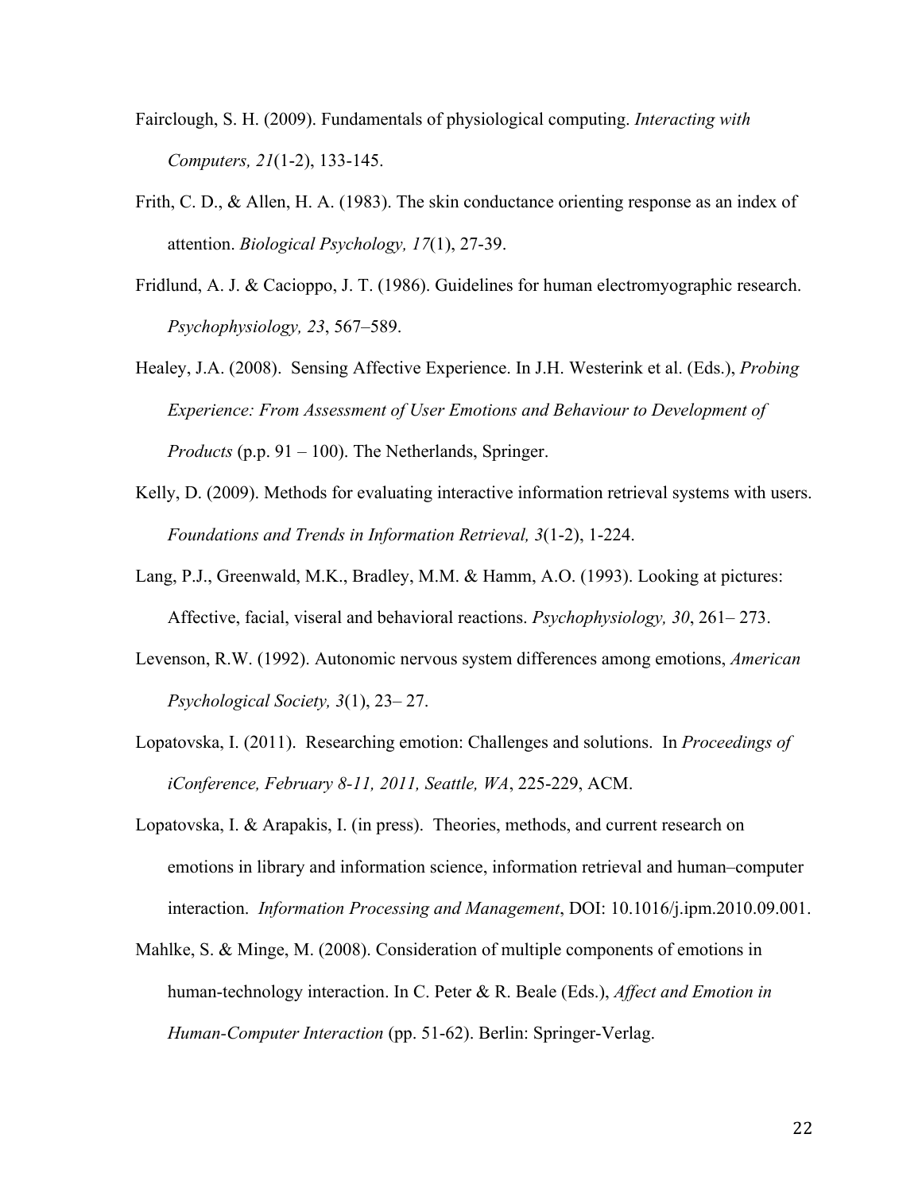Fairclough, S. H. (2009). Fundamentals of physiological computing. *Interacting with Computers, 21*(1-2), 133-145.

Frith, C. D., & Allen, H. A. (1983). The skin conductance orienting response as an index of attention. *Biological Psychology, 17*(1), 27-39.

Fridlund, A. J. & Cacioppo, J. T. (1986). Guidelines for human electromyographic research. *Psychophysiology, 23*, 567–589.

Healey, J.A. (2008). Sensing Affective Experience. In J.H. Westerink et al. (Eds.), *Probing Experience: From Assessment of User Emotions and Behaviour to Development of Products* (p.p. 91 – 100). The Netherlands, Springer.

Kelly, D. (2009). Methods for evaluating interactive information retrieval systems with users. *Foundations and Trends in Information Retrieval, 3*(1-2), 1-224.

Lang, P.J., Greenwald, M.K., Bradley, M.M. & Hamm, A.O. (1993). Looking at pictures: Affective, facial, viseral and behavioral reactions. *Psychophysiology, 30*, 261– 273.

Levenson, R.W. (1992). Autonomic nervous system differences among emotions, *American Psychological Society, 3*(1), 23– 27.

Lopatovska, I. (2011). Researching emotion: Challenges and solutions. In *Proceedings of iConference, February 8-11, 2011, Seattle, WA*, 225-229, ACM.

Lopatovska, I. & Arapakis, I. (in press). Theories, methods, and current research on emotions in library and information science, information retrieval and human–computer interaction. *Information Processing and Management*, DOI: 10.1016/j.ipm.2010.09.001.

Mahlke, S. & Minge, M. (2008). Consideration of multiple components of emotions in human-technology interaction. In C. Peter & R. Beale (Eds.), *Affect and Emotion in Human-Computer Interaction* (pp. 51-62). Berlin: Springer-Verlag.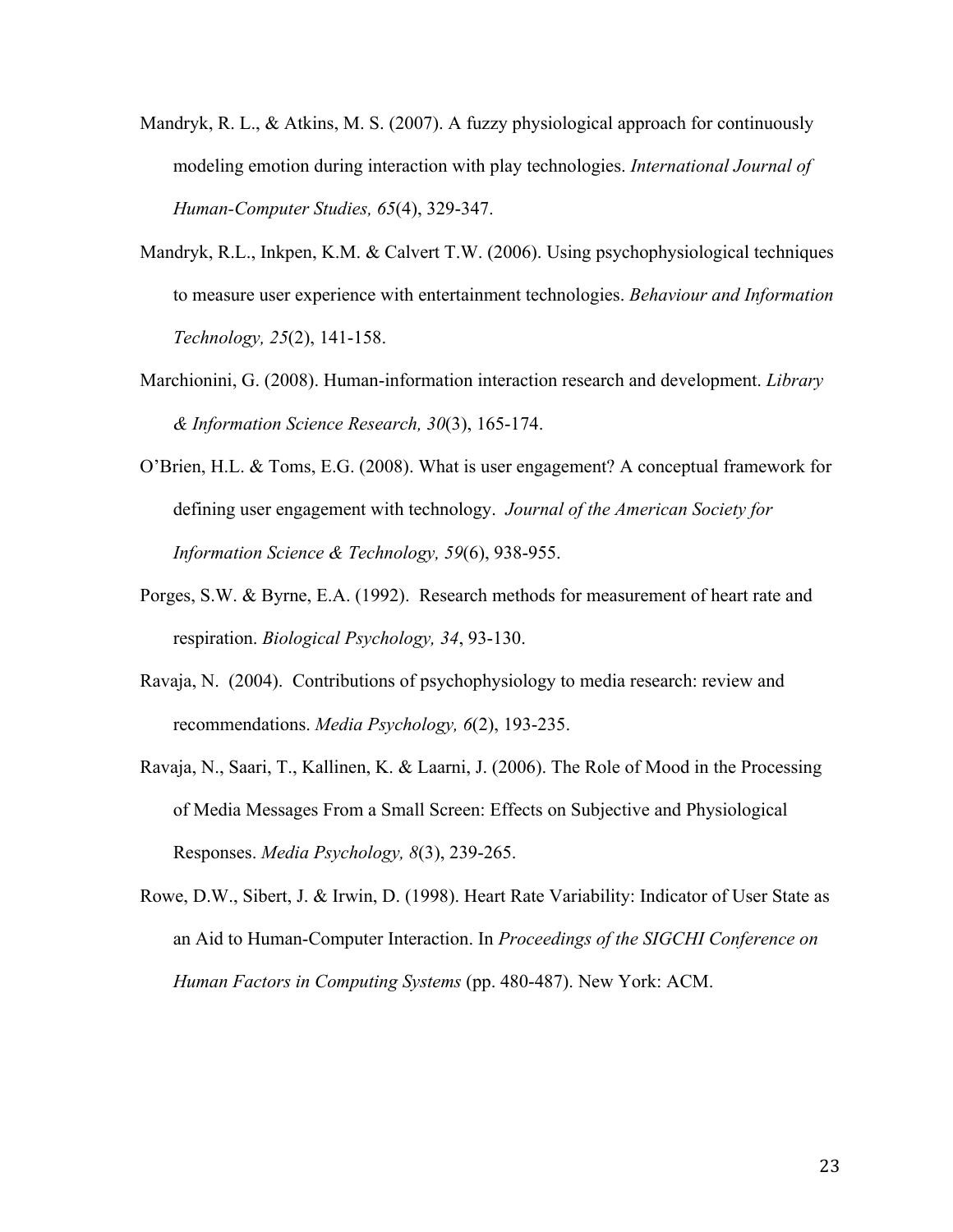Mandryk, R. L., & Atkins, M. S. (2007). A fuzzy physiological approach for continuously modeling emotion during interaction with play technologies. *International Journal of Human-Computer Studies, 65*(4), 329-347.

Mandryk, R.L., Inkpen, K.M. & Calvert T.W. (2006). Using psychophysiological techniques to measure user experience with entertainment technologies. *Behaviour and Information Technology, 25*(2), 141-158.

Marchionini, G. (2008). Human-information interaction research and development. *Library & Information Science Research, 30*(3), 165-174.

O'Brien, H.L. & Toms, E.G. (2008). What is user engagement? A conceptual framework for defining user engagement with technology. *Journal of the American Society for Information Science & Technology, 59*(6), 938-955.

Porges, S.W. & Byrne, E.A. (1992). Research methods for measurement of heart rate and respiration. *Biological Psychology, 34*, 93-130.

Ravaja, N. (2004). Contributions of psychophysiology to media research: review and recommendations. *Media Psychology, 6*(2), 193-235.

Ravaja, N., Saari, T., Kallinen, K. & Laarni, J. (2006). The Role of Mood in the Processing of Media Messages From a Small Screen: Effects on Subjective and Physiological Responses. *Media Psychology, 8*(3), 239-265.

Rowe, D.W., Sibert, J. & Irwin, D. (1998). Heart Rate Variability: Indicator of User State as an Aid to Human-Computer Interaction. In *Proceedings of the SIGCHI Conference on Human Factors in Computing Systems* (pp. 480-487). New York: ACM.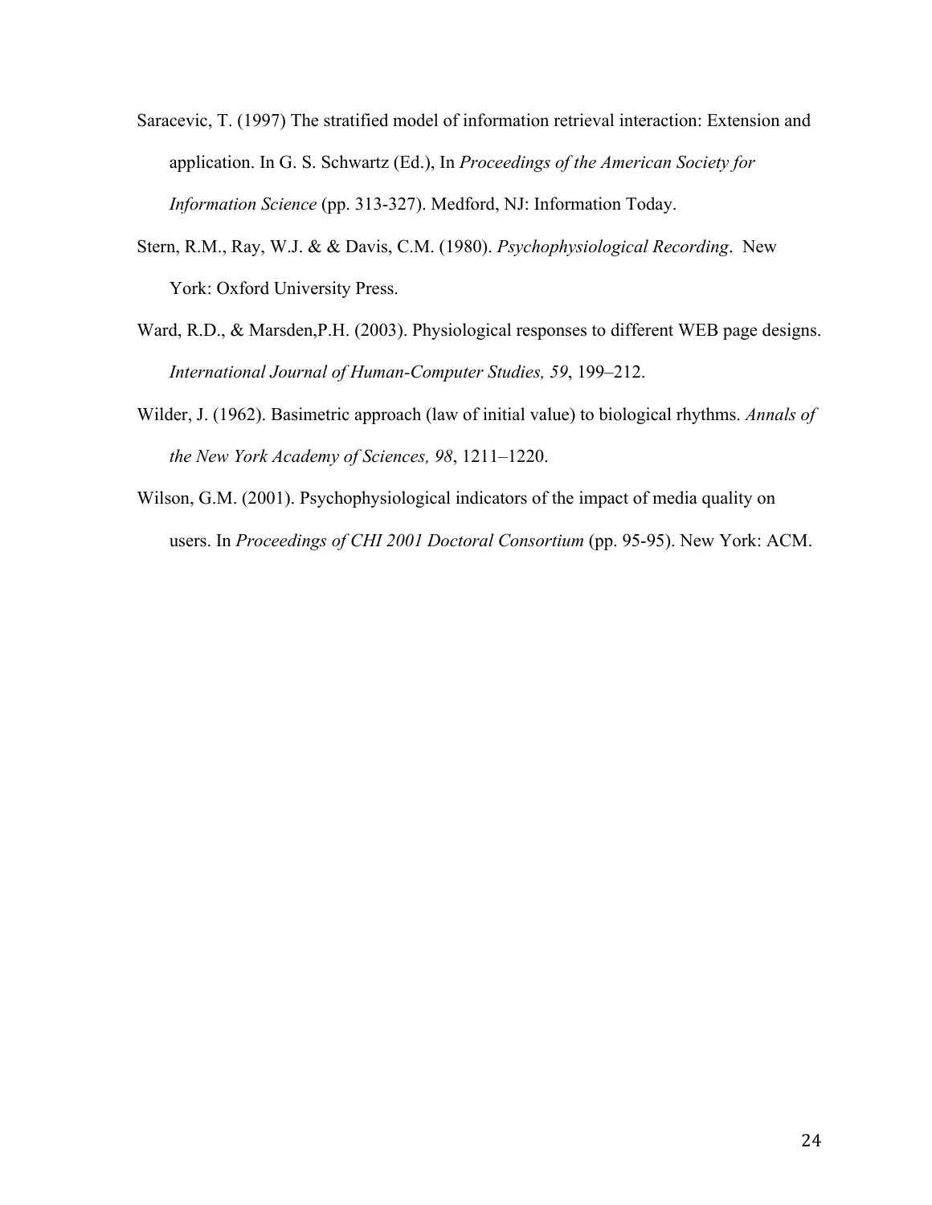Saracevic, T. (1997) The stratified model of information retrieval interaction: Extension and application. In G. S. Schwartz (Ed.), In *Proceedings of the American Society for Information Science* (pp. 313-327). Medford, NJ: Information Today.

Stern, R.M., Ray, W.J. & & Davis, C.M. (1980). *Psychophysiological Recording*. New York: Oxford University Press.

Ward, R.D., & Marsden,P.H. (2003). Physiological responses to different WEB page designs. *International Journal of Human-Computer Studies, 59*, 199–212.

Wilder, J. (1962). Basimetric approach (law of initial value) to biological rhythms. *Annals of the New York Academy of Sciences, 98*, 1211–1220.

Wilson, G.M. (2001). Psychophysiological indicators of the impact of media quality on users. In *Proceedings of CHI 2001 Doctoral Consortium* (pp. 95-95). New York: ACM.